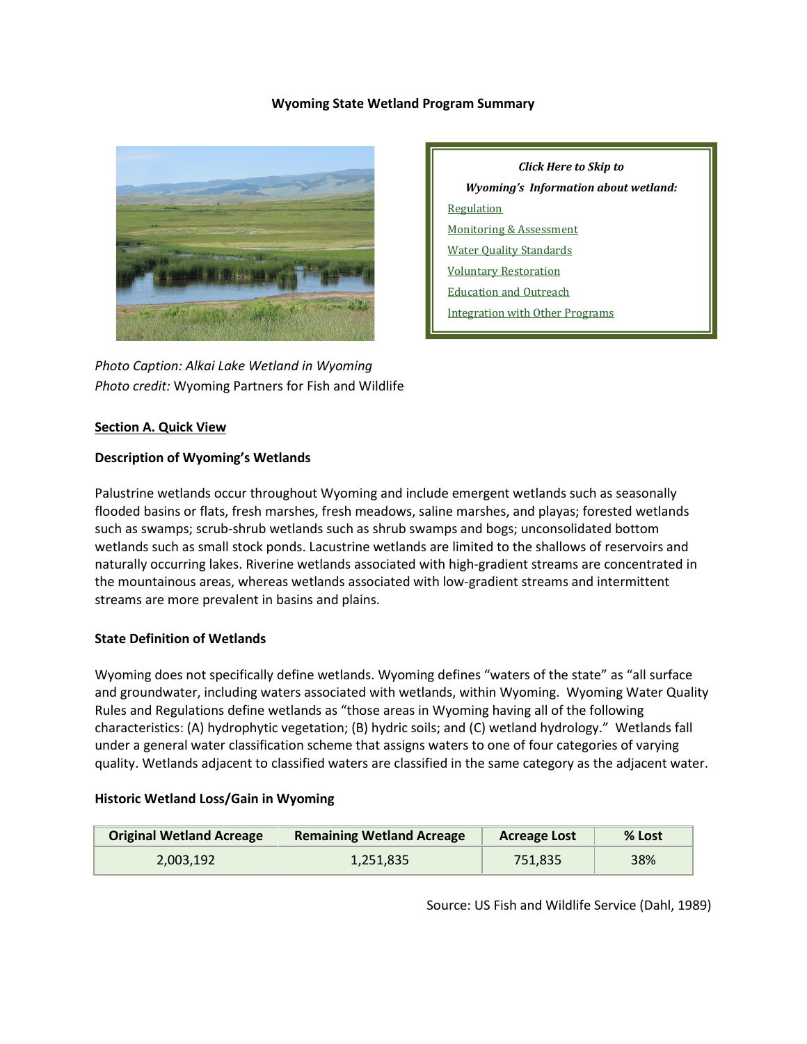# Wyoming State Wetland Program Summary

*Click Here to Skip to*

***Wyoming's Information about wetland:***

[Regulation]

[Monitoring & Assessment]

[Water Quality Standards]

[Voluntary Restoration]

[Education and Outreach]

[Integration with Other Programs]

*Photo Caption: Alkai Lake Wetland in Wyoming*
*Photo credit:* Wyoming Partners for Fish and Wildlife

## Section A. Quick View

### Description of Wyoming's Wetlands

Palustrine wetlands occur throughout Wyoming and include emergent wetlands such as seasonally flooded basins or flats, fresh marshes, fresh meadows, saline marshes, and playas; forested wetlands such as swamps; scrub-shrub wetlands such as shrub swamps and bogs; unconsolidated bottom wetlands such as small stock ponds. Lacustrine wetlands are limited to the shallows of reservoirs and naturally occurring lakes. Riverine wetlands associated with high-gradient streams are concentrated in the mountainous areas, whereas wetlands associated with low-gradient streams and intermittent streams are more prevalent in basins and plains.

### State Definition of Wetlands

Wyoming does not specifically define wetlands. Wyoming defines "waters of the state" as "all surface and groundwater, including waters associated with wetlands, within Wyoming. Wyoming Water Quality Rules and Regulations define wetlands as "those areas in Wyoming having all of the following characteristics: (A) hydrophytic vegetation; (B) hydric soils; and (C) wetland hydrology." Wetlands fall under a general water classification scheme that assigns waters to one of four categories of varying quality. Wetlands adjacent to classified waters are classified in the same category as the adjacent water.

### Historic Wetland Loss/Gain in Wyoming

| Original Wetland Acreage | Remaining Wetland Acreage | Acreage Lost | % Lost |
|---|---|---|---|
| 2,003,192 | 1,251,835 | 751,835 | 38% |

Source: US Fish and Wildlife Service (Dahl, 1989)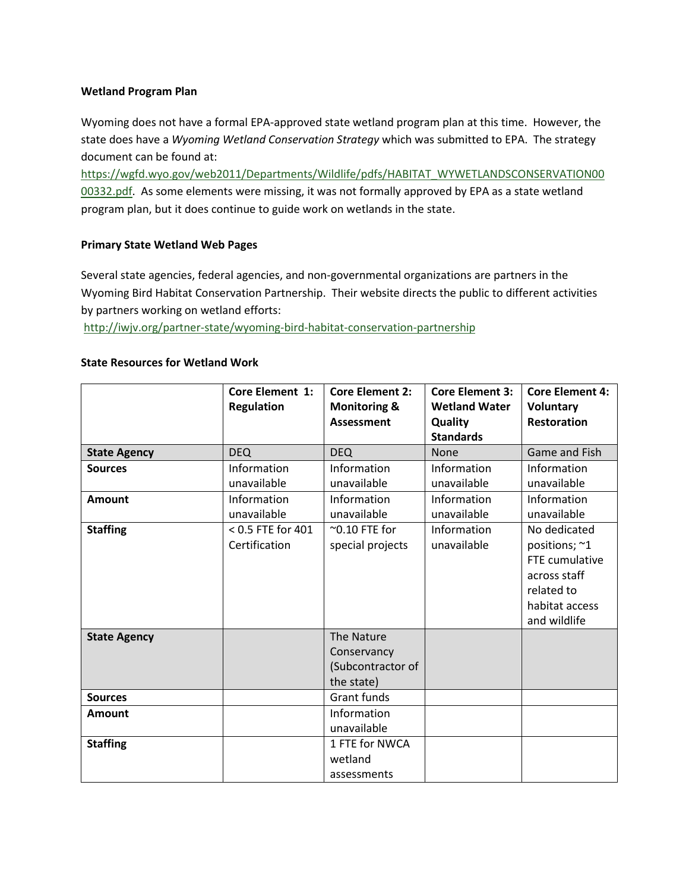**Wetland Program Plan**

Wyoming does not have a formal EPA-approved state wetland program plan at this time. However, the state does have a *Wyoming Wetland Conservation Strategy* which was submitted to EPA. The strategy document can be found at: https://wgfd.wyo.gov/web2011/Departments/Wildlife/pdfs/HABITAT_WYWETLANDSCONSERVATION0000332.pdf. As some elements were missing, it was not formally approved by EPA as a state wetland program plan, but it does continue to guide work on wetlands in the state.

**Primary State Wetland Web Pages**

Several state agencies, federal agencies, and non-governmental organizations are partners in the Wyoming Bird Habitat Conservation Partnership. Their website directs the public to different activities by partners working on wetland efforts:
http://iwjv.org/partner-state/wyoming-bird-habitat-conservation-partnership

**State Resources for Wetland Work**

| | **Core Element 1: Regulation** | **Core Element 2: Monitoring & Assessment** | **Core Element 3: Wetland Water Quality Standards** | **Core Element 4: Voluntary Restoration** |
|---|---|---|---|---|
| **State Agency** | DEQ | DEQ | None | Game and Fish |
| **Sources** | Information unavailable | Information unavailable | Information unavailable | Information unavailable |
| **Amount** | Information unavailable | Information unavailable | Information unavailable | Information unavailable |
| **Staffing** | < 0.5 FTE for 401 Certification | ~0.10 FTE for special projects | Information unavailable | No dedicated positions; ~1 FTE cumulative across staff related to habitat access and wildlife |
| **State Agency** | | The Nature Conservancy (Subcontractor of the state) | | |
| **Sources** | | Grant funds | | |
| **Amount** | | Information unavailable | | |
| **Staffing** | | 1 FTE for NWCA wetland assessments | | |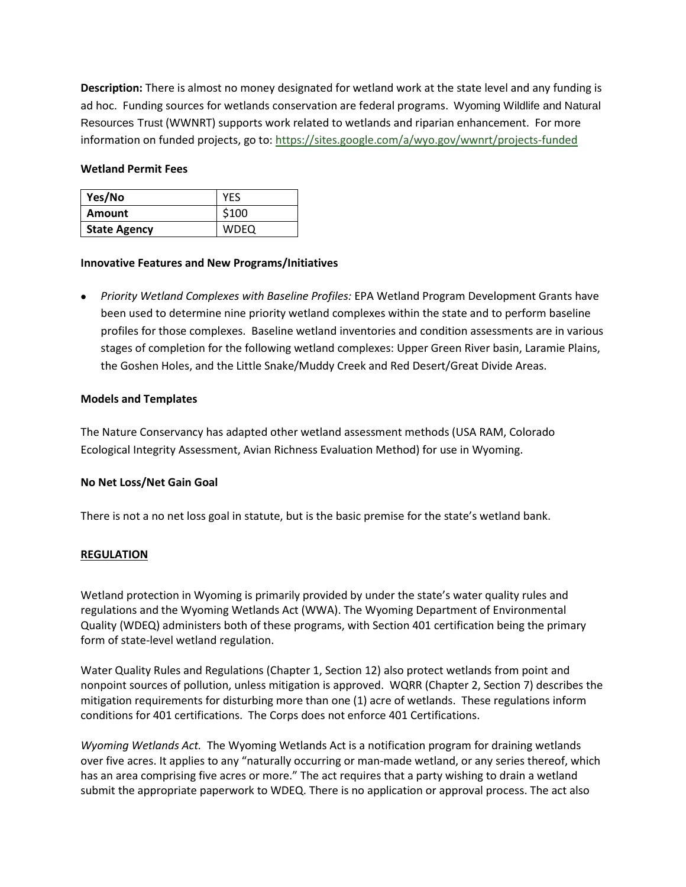**Description:** There is almost no money designated for wetland work at the state level and any funding is ad hoc. Funding sources for wetlands conservation are federal programs. Wyoming Wildlife and Natural Resources Trust (WWNRT) supports work related to wetlands and riparian enhancement. For more information on funded projects, go to: https://sites.google.com/a/wyo.gov/wwnrt/projects-funded

**Wetland Permit Fees**

| **Yes/No** | YES |
|---|---|
| **Amount** | $100 |
| **State Agency** | WDEQ |

**Innovative Features and New Programs/Initiatives**

- *Priority Wetland Complexes with Baseline Profiles:* EPA Wetland Program Development Grants have been used to determine nine priority wetland complexes within the state and to perform baseline profiles for those complexes. Baseline wetland inventories and condition assessments are in various stages of completion for the following wetland complexes: Upper Green River basin, Laramie Plains, the Goshen Holes, and the Little Snake/Muddy Creek and Red Desert/Great Divide Areas.

**Models and Templates**

The Nature Conservancy has adapted other wetland assessment methods (USA RAM, Colorado Ecological Integrity Assessment, Avian Richness Evaluation Method) for use in Wyoming.

**No Net Loss/Net Gain Goal**

There is not a no net loss goal in statute, but is the basic premise for the state's wetland bank.

**REGULATION**

Wetland protection in Wyoming is primarily provided by under the state's water quality rules and regulations and the Wyoming Wetlands Act (WWA). The Wyoming Department of Environmental Quality (WDEQ) administers both of these programs, with Section 401 certification being the primary form of state-level wetland regulation.

Water Quality Rules and Regulations (Chapter 1, Section 12) also protect wetlands from point and nonpoint sources of pollution, unless mitigation is approved. WQRR (Chapter 2, Section 7) describes the mitigation requirements for disturbing more than one (1) acre of wetlands. These regulations inform conditions for 401 certifications. The Corps does not enforce 401 Certifications.

*Wyoming Wetlands Act.* The Wyoming Wetlands Act is a notification program for draining wetlands over five acres. It applies to any "naturally occurring or man-made wetland, or any series thereof, which has an area comprising five acres or more." The act requires that a party wishing to drain a wetland submit the appropriate paperwork to WDEQ. There is no application or approval process. The act also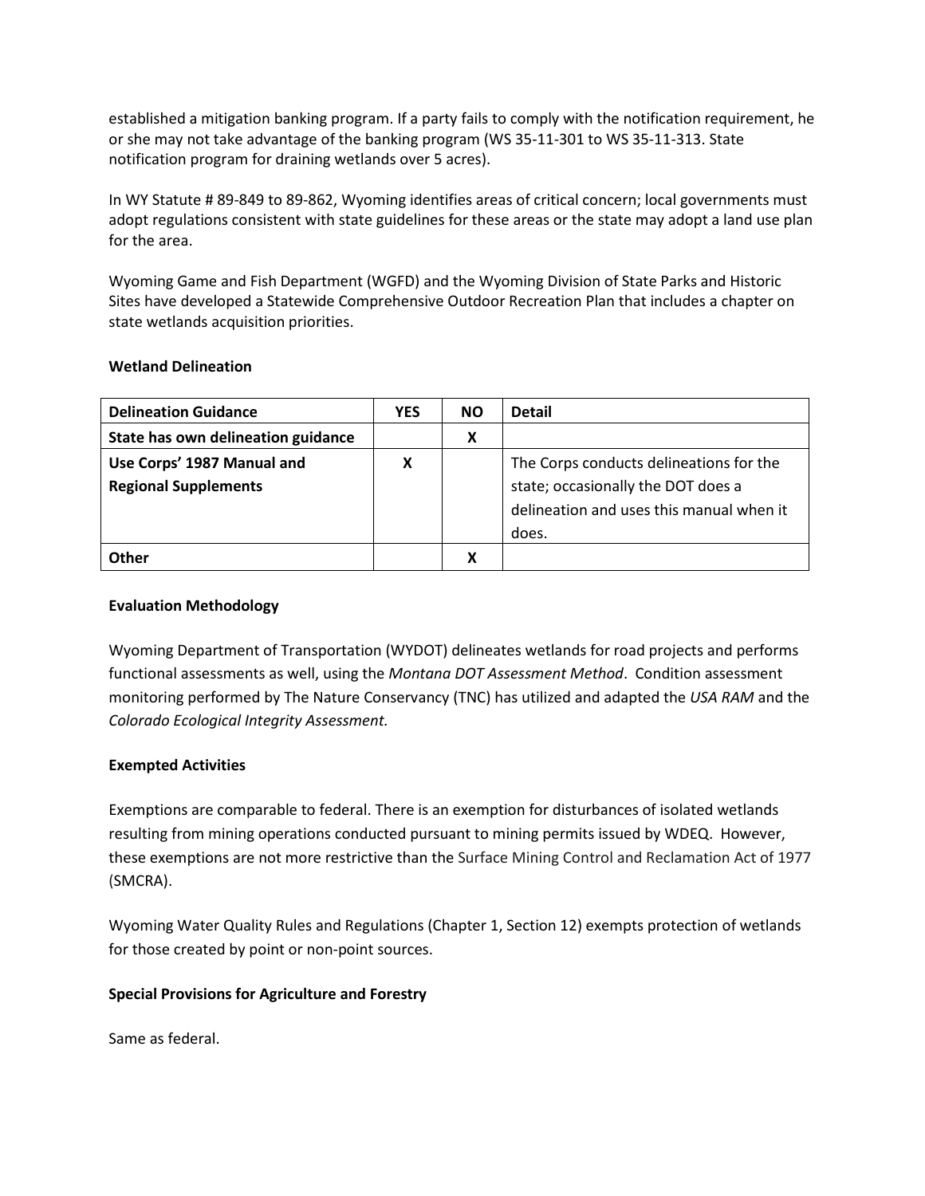established a mitigation banking program. If a party fails to comply with the notification requirement, he or she may not take advantage of the banking program (WS 35-11-301 to WS 35-11-313. State notification program for draining wetlands over 5 acres).

In WY Statute # 89-849 to 89-862, Wyoming identifies areas of critical concern; local governments must adopt regulations consistent with state guidelines for these areas or the state may adopt a land use plan for the area.

Wyoming Game and Fish Department (WGFD) and the Wyoming Division of State Parks and Historic Sites have developed a Statewide Comprehensive Outdoor Recreation Plan that includes a chapter on state wetlands acquisition priorities.

**Wetland Delineation**

| Delineation Guidance | YES | NO | Detail |
|---|---|---|---|
| **State has own delineation guidance** | | X | |
| **Use Corps' 1987 Manual and Regional Supplements** | X | | The Corps conducts delineations for the state; occasionally the DOT does a delineation and uses this manual when it does. |
| **Other** | | X | |

**Evaluation Methodology**

Wyoming Department of Transportation (WYDOT) delineates wetlands for road projects and performs functional assessments as well, using the *Montana DOT Assessment Method*. Condition assessment monitoring performed by The Nature Conservancy (TNC) has utilized and adapted the *USA RAM* and the *Colorado Ecological Integrity Assessment.*

**Exempted Activities**

Exemptions are comparable to federal. There is an exemption for disturbances of isolated wetlands resulting from mining operations conducted pursuant to mining permits issued by WDEQ. However, these exemptions are not more restrictive than the Surface Mining Control and Reclamation Act of 1977 (SMCRA).

Wyoming Water Quality Rules and Regulations (Chapter 1, Section 12) exempts protection of wetlands for those created by point or non-point sources.

**Special Provisions for Agriculture and Forestry**

Same as federal.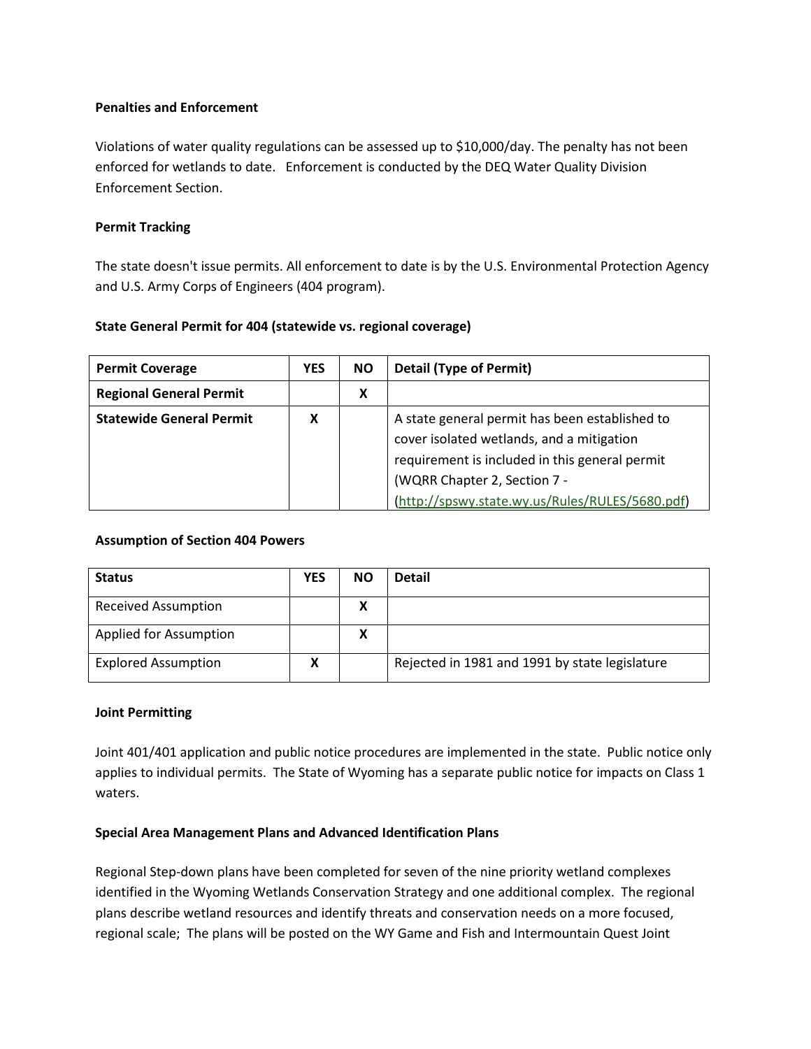**Penalties and Enforcement**

Violations of water quality regulations can be assessed up to $10,000/day. The penalty has not been enforced for wetlands to date. Enforcement is conducted by the DEQ Water Quality Division Enforcement Section.

**Permit Tracking**

The state doesn't issue permits. All enforcement to date is by the U.S. Environmental Protection Agency and U.S. Army Corps of Engineers (404 program).

**State General Permit for 404 (statewide vs. regional coverage)**

| Permit Coverage | YES | NO | Detail (Type of Permit) |
|---|---|---|---|
| **Regional General Permit** | | X | |
| **Statewide General Permit** | X | | A state general permit has been established to cover isolated wetlands, and a mitigation requirement is included in this general permit (WQRR Chapter 2, Section 7 - (http://spswy.state.wy.us/Rules/RULES/5680.pdf) |

**Assumption of Section 404 Powers**

| Status | YES | NO | Detail |
|---|---|---|---|
| Received Assumption | | X | |
| Applied for Assumption | | X | |
| Explored Assumption | X | | Rejected in 1981 and 1991 by state legislature |

**Joint Permitting**

Joint 401/401 application and public notice procedures are implemented in the state. Public notice only applies to individual permits. The State of Wyoming has a separate public notice for impacts on Class 1 waters.

**Special Area Management Plans and Advanced Identification Plans**

Regional Step-down plans have been completed for seven of the nine priority wetland complexes identified in the Wyoming Wetlands Conservation Strategy and one additional complex. The regional plans describe wetland resources and identify threats and conservation needs on a more focused, regional scale; The plans will be posted on the WY Game and Fish and Intermountain Quest Joint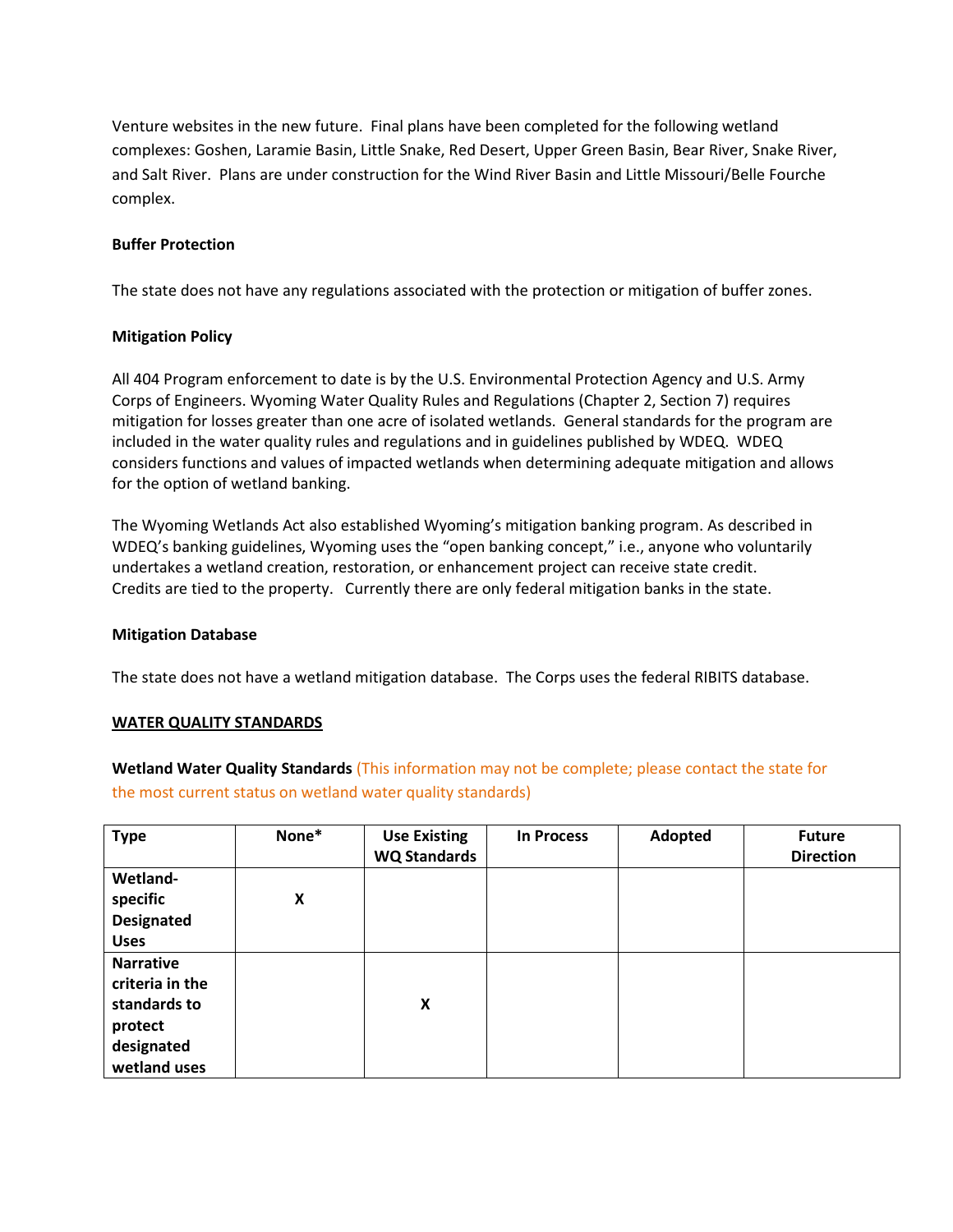Venture websites in the new future. Final plans have been completed for the following wetland complexes: Goshen, Laramie Basin, Little Snake, Red Desert, Upper Green Basin, Bear River, Snake River, and Salt River. Plans are under construction for the Wind River Basin and Little Missouri/Belle Fourche complex.

**Buffer Protection**

The state does not have any regulations associated with the protection or mitigation of buffer zones.

**Mitigation Policy**

All 404 Program enforcement to date is by the U.S. Environmental Protection Agency and U.S. Army Corps of Engineers. Wyoming Water Quality Rules and Regulations (Chapter 2, Section 7) requires mitigation for losses greater than one acre of isolated wetlands. General standards for the program are included in the water quality rules and regulations and in guidelines published by WDEQ. WDEQ considers functions and values of impacted wetlands when determining adequate mitigation and allows for the option of wetland banking.

The Wyoming Wetlands Act also established Wyoming's mitigation banking program. As described in WDEQ's banking guidelines, Wyoming uses the "open banking concept," i.e., anyone who voluntarily undertakes a wetland creation, restoration, or enhancement project can receive state credit. Credits are tied to the property. Currently there are only federal mitigation banks in the state.

**Mitigation Database**

The state does not have a wetland mitigation database. The Corps uses the federal RIBITS database.

**WATER QUALITY STANDARDS**

**Wetland Water Quality Standards** (This information may not be complete; please contact the state for the most current status on wetland water quality standards)

| Type | None* | Use Existing WQ Standards | In Process | Adopted | Future Direction |
|---|---|---|---|---|---|
| **Wetland-specific Designated Uses** | X | | | | |
| **Narrative criteria in the standards to protect designated wetland uses** | | X | | | |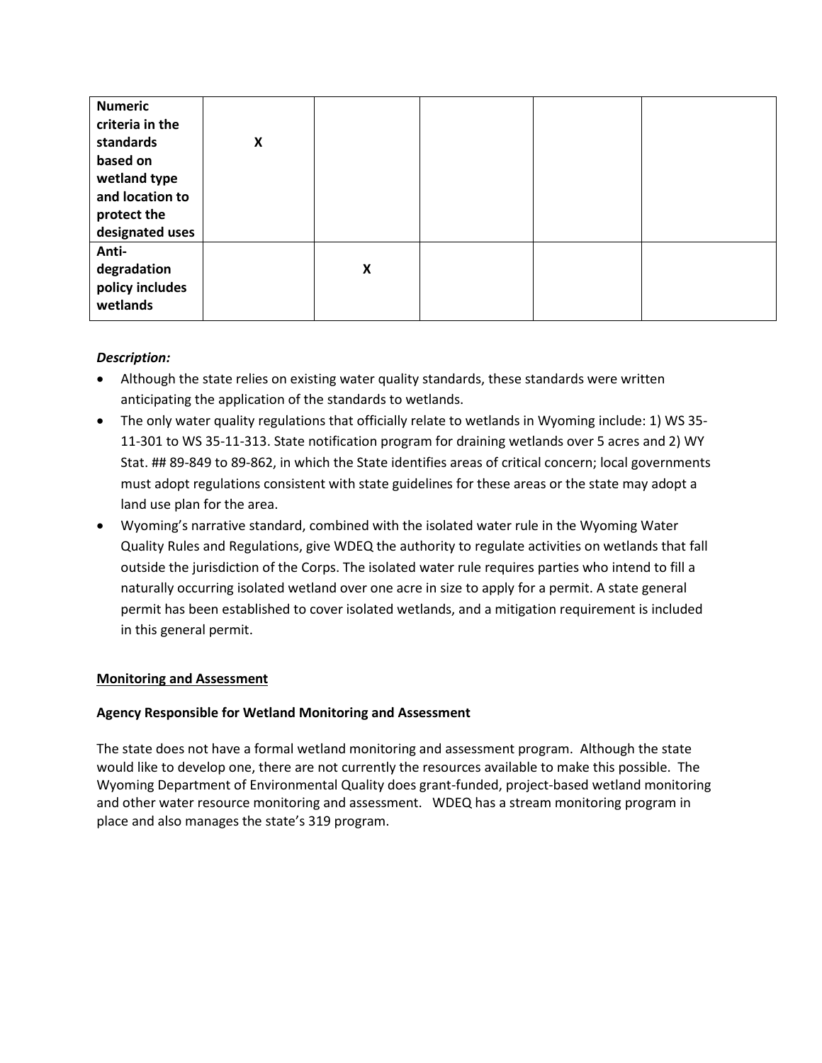| | | | | | |
|---|---|---|---|---|---|
| **Numeric criteria in the standards based on wetland type and location to protect the designated uses** | **X** | | | | |
| **Anti-degradation policy includes wetlands** | | **X** | | | |

***Description:***

- Although the state relies on existing water quality standards, these standards were written anticipating the application of the standards to wetlands.
- The only water quality regulations that officially relate to wetlands in Wyoming include: 1) WS 35-11-301 to WS 35-11-313. State notification program for draining wetlands over 5 acres and 2) WY Stat. ## 89-849 to 89-862, in which the State identifies areas of critical concern; local governments must adopt regulations consistent with state guidelines for these areas or the state may adopt a land use plan for the area.
- Wyoming's narrative standard, combined with the isolated water rule in the Wyoming Water Quality Rules and Regulations, give WDEQ the authority to regulate activities on wetlands that fall outside the jurisdiction of the Corps. The isolated water rule requires parties who intend to fill a naturally occurring isolated wetland over one acre in size to apply for a permit. A state general permit has been established to cover isolated wetlands, and a mitigation requirement is included in this general permit.

## Monitoring and Assessment

### Agency Responsible for Wetland Monitoring and Assessment

The state does not have a formal wetland monitoring and assessment program. Although the state would like to develop one, there are not currently the resources available to make this possible. The Wyoming Department of Environmental Quality does grant-funded, project-based wetland monitoring and other water resource monitoring and assessment. WDEQ has a stream monitoring program in place and also manages the state's 319 program.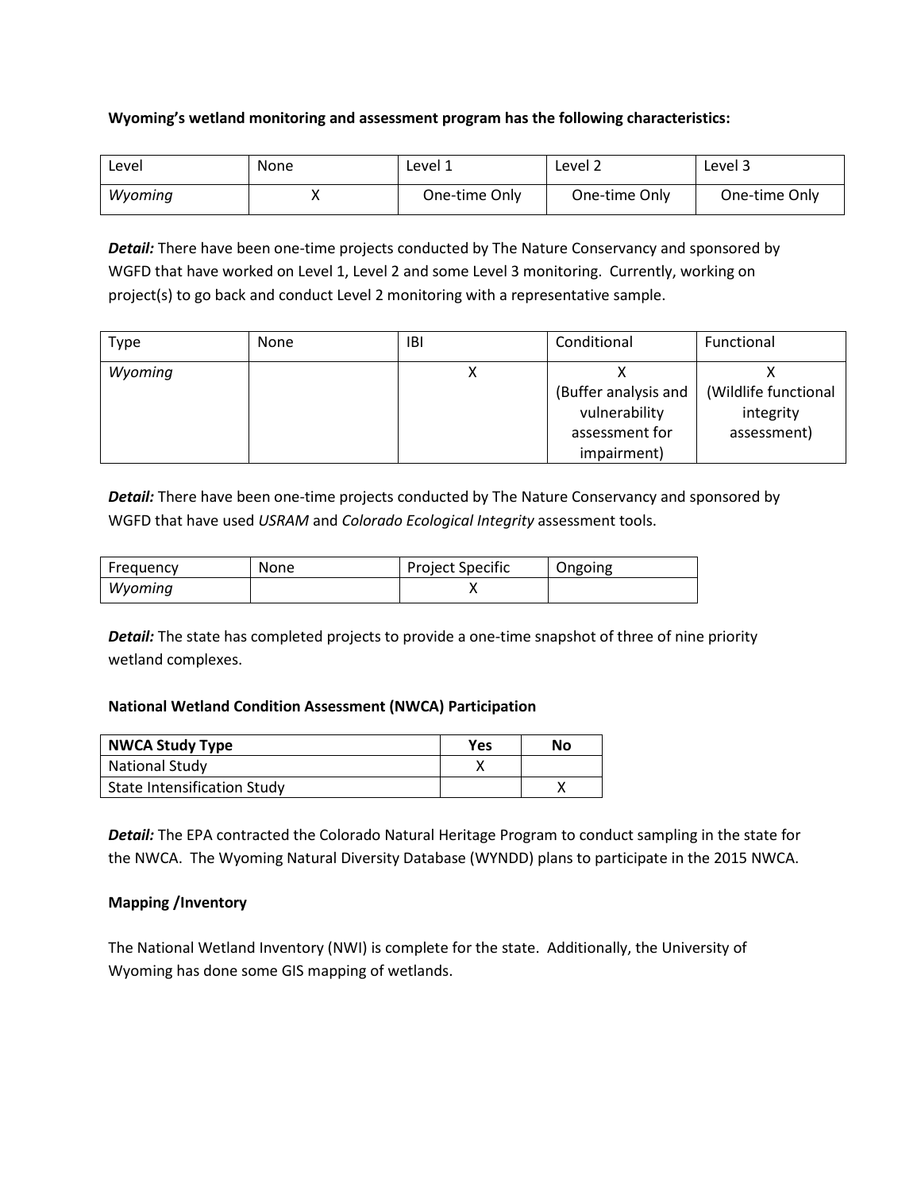**Wyoming's wetland monitoring and assessment program has the following characteristics:**

| Level | None | Level 1 | Level 2 | Level 3 |
|---|---|---|---|---|
| *Wyoming* | X | One-time Only | One-time Only | One-time Only |

***Detail:*** There have been one-time projects conducted by The Nature Conservancy and sponsored by WGFD that have worked on Level 1, Level 2 and some Level 3 monitoring. Currently, working on project(s) to go back and conduct Level 2 monitoring with a representative sample.

| Type | None | IBI | Conditional | Functional |
|---|---|---|---|---|
| *Wyoming* | | X | X (Buffer analysis and vulnerability assessment for impairment) | X (Wildlife functional integrity assessment) |

***Detail:*** There have been one-time projects conducted by The Nature Conservancy and sponsored by WGFD that have used *USRAM* and *Colorado Ecological Integrity* assessment tools.

| Frequency | None | Project Specific | Ongoing |
|---|---|---|---|
| *Wyoming* | | X | |

***Detail:*** The state has completed projects to provide a one-time snapshot of three of nine priority wetland complexes.

**National Wetland Condition Assessment (NWCA) Participation**

| **NWCA Study Type** | **Yes** | **No** |
|---|---|---|
| National Study | X | |
| State Intensification Study | | X |

***Detail:*** The EPA contracted the Colorado Natural Heritage Program to conduct sampling in the state for the NWCA. The Wyoming Natural Diversity Database (WYNDD) plans to participate in the 2015 NWCA.

**Mapping /Inventory**

The National Wetland Inventory (NWI) is complete for the state. Additionally, the University of Wyoming has done some GIS mapping of wetlands.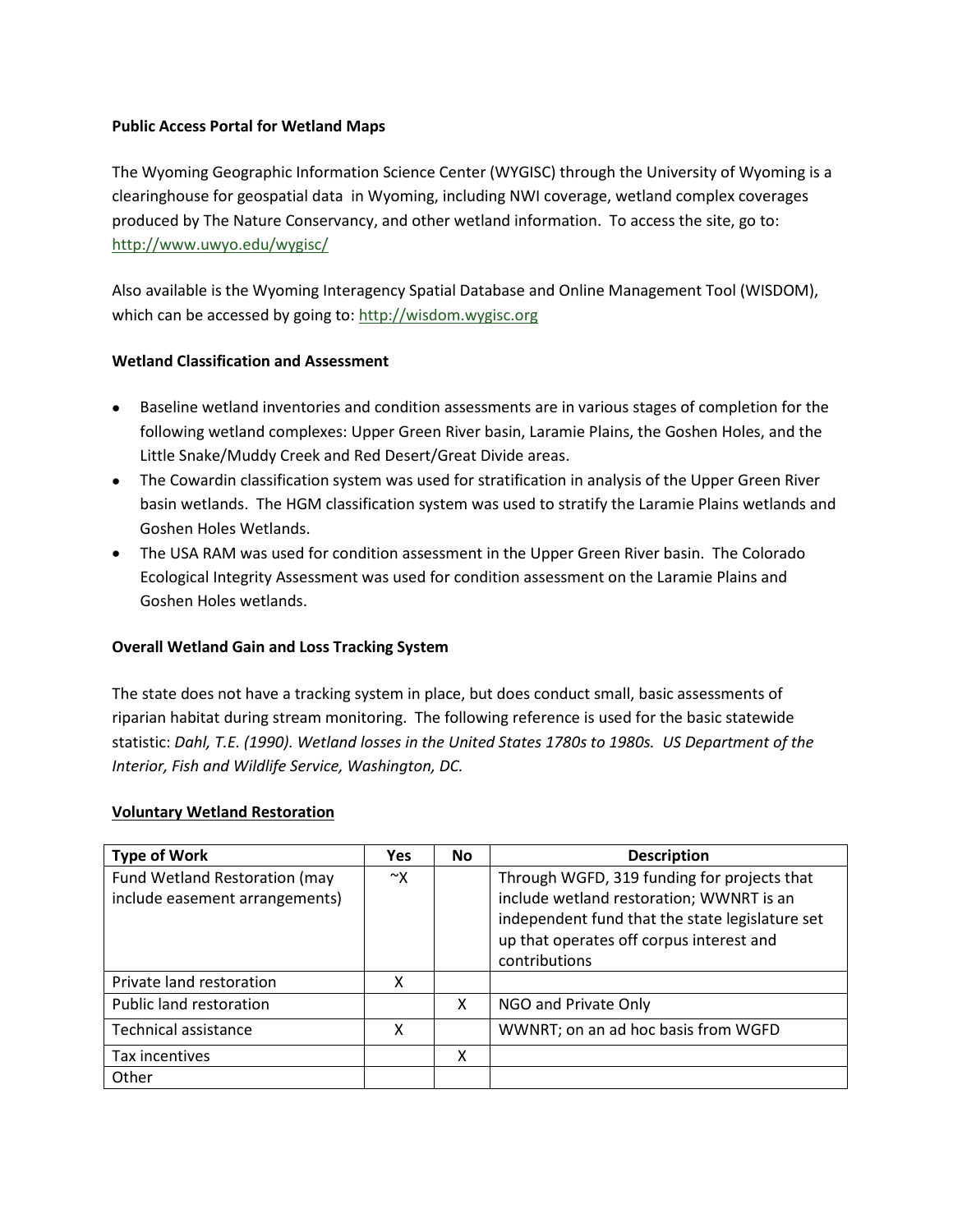**Public Access Portal for Wetland Maps**

The Wyoming Geographic Information Science Center (WYGISC) through the University of Wyoming is a clearinghouse for geospatial data in Wyoming, including NWI coverage, wetland complex coverages produced by The Nature Conservancy, and other wetland information. To access the site, go to: http://www.uwyo.edu/wygisc/

Also available is the Wyoming Interagency Spatial Database and Online Management Tool (WISDOM), which can be accessed by going to: http://wisdom.wygisc.org

**Wetland Classification and Assessment**

- Baseline wetland inventories and condition assessments are in various stages of completion for the following wetland complexes: Upper Green River basin, Laramie Plains, the Goshen Holes, and the Little Snake/Muddy Creek and Red Desert/Great Divide areas.
- The Cowardin classification system was used for stratification in analysis of the Upper Green River basin wetlands. The HGM classification system was used to stratify the Laramie Plains wetlands and Goshen Holes Wetlands.
- The USA RAM was used for condition assessment in the Upper Green River basin. The Colorado Ecological Integrity Assessment was used for condition assessment on the Laramie Plains and Goshen Holes wetlands.

**Overall Wetland Gain and Loss Tracking System**

The state does not have a tracking system in place, but does conduct small, basic assessments of riparian habitat during stream monitoring. The following reference is used for the basic statewide statistic: *Dahl, T.E. (1990). Wetland losses in the United States 1780s to 1980s. US Department of the Interior, Fish and Wildlife Service, Washington, DC.*

**Voluntary Wetland Restoration**

| Type of Work | Yes | No | Description |
|---|---|---|---|
| Fund Wetland Restoration (may include easement arrangements) | ~X | | Through WGFD, 319 funding for projects that include wetland restoration; WWNRT is an independent fund that the state legislature set up that operates off corpus interest and contributions |
| Private land restoration | X | | |
| Public land restoration | | X | NGO and Private Only |
| Technical assistance | X | | WWNRT; on an ad hoc basis from WGFD |
| Tax incentives | | X | |
| Other | | | |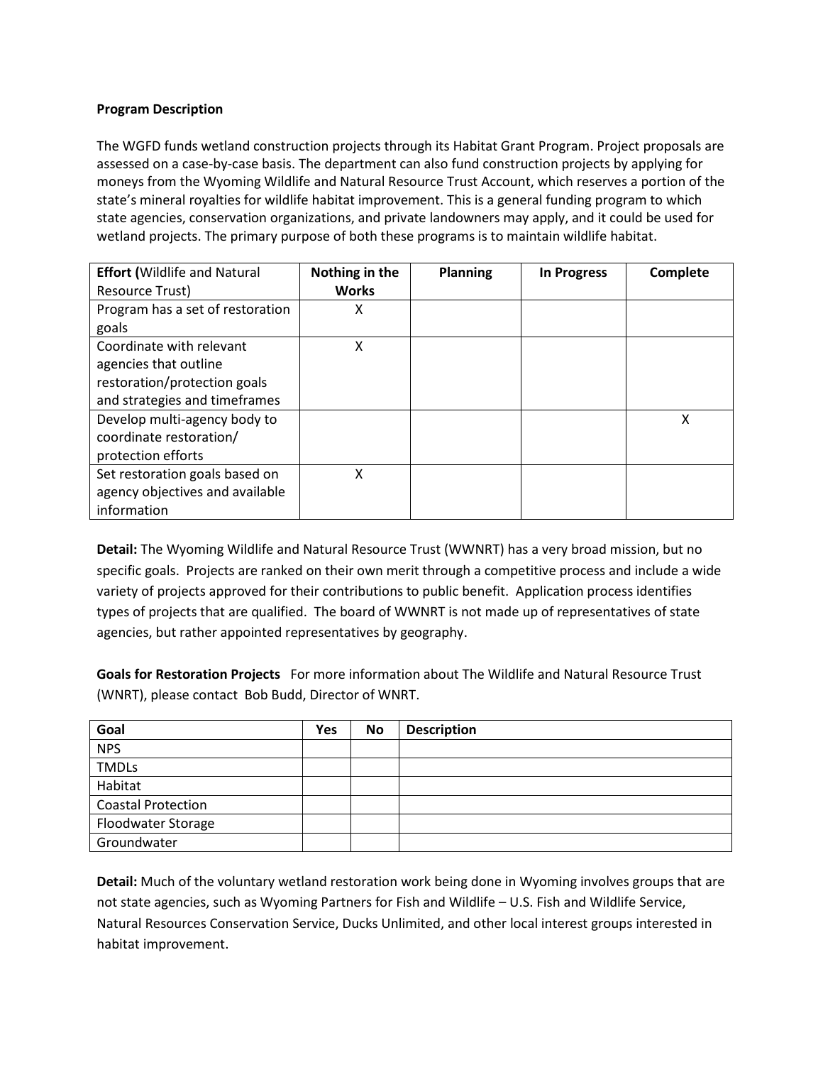**Program Description**

The WGFD funds wetland construction projects through its Habitat Grant Program. Project proposals are assessed on a case-by-case basis. The department can also fund construction projects by applying for moneys from the Wyoming Wildlife and Natural Resource Trust Account, which reserves a portion of the state's mineral royalties for wildlife habitat improvement. This is a general funding program to which state agencies, conservation organizations, and private landowners may apply, and it could be used for wetland projects. The primary purpose of both these programs is to maintain wildlife habitat.

| **Effort (**Wildlife and Natural Resource Trust) | **Nothing in the Works** | **Planning** | **In Progress** | **Complete** |
|---|---|---|---|---|
| Program has a set of restoration goals | X | | | |
| Coordinate with relevant agencies that outline restoration/protection goals and strategies and timeframes | X | | | |
| Develop multi-agency body to coordinate restoration/ protection efforts | | | | X |
| Set restoration goals based on agency objectives and available information | X | | | |

**Detail:** The Wyoming Wildlife and Natural Resource Trust (WWNRT) has a very broad mission, but no specific goals. Projects are ranked on their own merit through a competitive process and include a wide variety of projects approved for their contributions to public benefit. Application process identifies types of projects that are qualified. The board of WWNRT is not made up of representatives of state agencies, but rather appointed representatives by geography.

**Goals for Restoration Projects** For more information about The Wildlife and Natural Resource Trust (WNRT), please contact Bob Budd, Director of WNRT.

| **Goal** | **Yes** | **No** | **Description** |
|---|---|---|---|
| NPS | | | |
| TMDLs | | | |
| Habitat | | | |
| Coastal Protection | | | |
| Floodwater Storage | | | |
| Groundwater | | | |

**Detail:** Much of the voluntary wetland restoration work being done in Wyoming involves groups that are not state agencies, such as Wyoming Partners for Fish and Wildlife – U.S. Fish and Wildlife Service, Natural Resources Conservation Service, Ducks Unlimited, and other local interest groups interested in habitat improvement.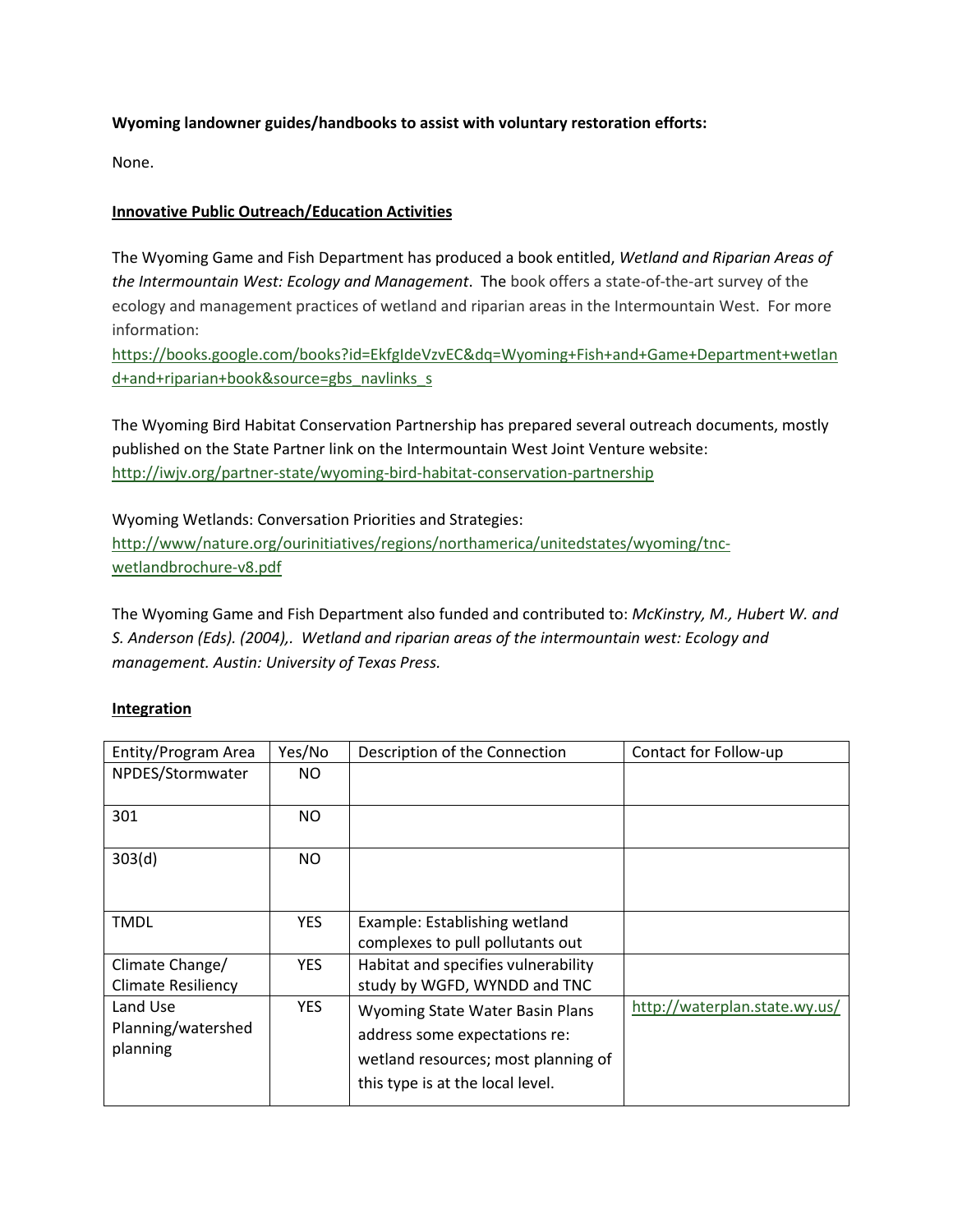**Wyoming landowner guides/handbooks to assist with voluntary restoration efforts:**

None.

**Innovative Public Outreach/Education Activities**

The Wyoming Game and Fish Department has produced a book entitled, *Wetland and Riparian Areas of the Intermountain West: Ecology and Management*. The book offers a state-of-the-art survey of the ecology and management practices of wetland and riparian areas in the Intermountain West. For more information: https://books.google.com/books?id=EkfgIdeVzvEC&dq=Wyoming+Fish+and+Game+Department+wetland+and+riparian+book&source=gbs_navlinks_s

The Wyoming Bird Habitat Conservation Partnership has prepared several outreach documents, mostly published on the State Partner link on the Intermountain West Joint Venture website: http://iwjv.org/partner-state/wyoming-bird-habitat-conservation-partnership

Wyoming Wetlands: Conversation Priorities and Strategies: http://www/nature.org/ourinitiatives/regions/northamerica/unitedstates/wyoming/tnc-wetlandbrochure-v8.pdf

The Wyoming Game and Fish Department also funded and contributed to: *McKinstry, M., Hubert W. and S. Anderson (Eds). (2004),. Wetland and riparian areas of the intermountain west: Ecology and management. Austin: University of Texas Press.*

**Integration**

| Entity/Program Area | Yes/No | Description of the Connection | Contact for Follow-up |
|---|---|---|---|
| NPDES/Stormwater | NO | | |
| 301 | NO | | |
| 303(d) | NO | | |
| TMDL | YES | Example: Establishing wetland complexes to pull pollutants out | |
| Climate Change/ Climate Resiliency | YES | Habitat and specifies vulnerability study by WGFD, WYNDD and TNC | |
| Land Use Planning/watershed planning | YES | Wyoming State Water Basin Plans address some expectations re: wetland resources; most planning of this type is at the local level. | http://waterplan.state.wy.us/ |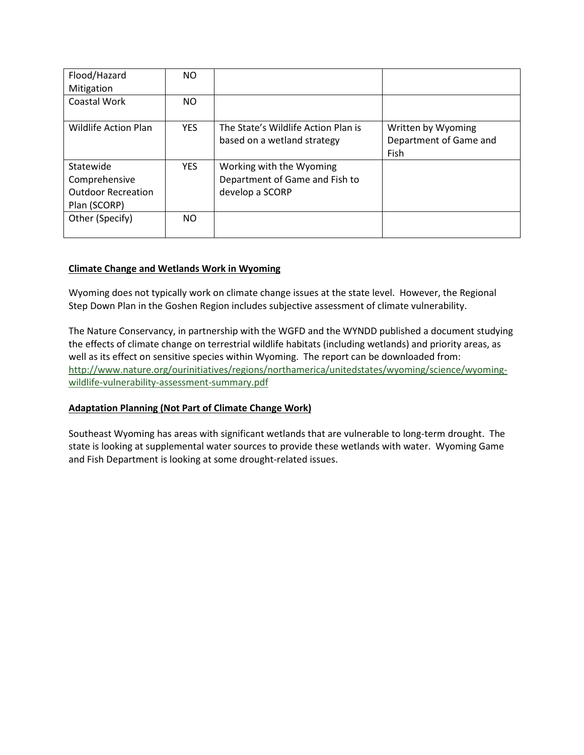| | | | |
|---|---|---|---|
| Flood/Hazard Mitigation | NO | | |
| Coastal Work | NO | | |
| Wildlife Action Plan | YES | The State's Wildlife Action Plan is based on a wetland strategy | Written by Wyoming Department of Game and Fish |
| Statewide Comprehensive Outdoor Recreation Plan (SCORP) | YES | Working with the Wyoming Department of Game and Fish to develop a SCORP | |
| Other (Specify) | NO | | |

**Climate Change and Wetlands Work in Wyoming**

Wyoming does not typically work on climate change issues at the state level. However, the Regional Step Down Plan in the Goshen Region includes subjective assessment of climate vulnerability.

The Nature Conservancy, in partnership with the WGFD and the WYNDD published a document studying the effects of climate change on terrestrial wildlife habitats (including wetlands) and priority areas, as well as its effect on sensitive species within Wyoming. The report can be downloaded from: http://www.nature.org/ourinitiatives/regions/northamerica/unitedstates/wyoming/science/wyoming-wildlife-vulnerability-assessment-summary.pdf

**Adaptation Planning (Not Part of Climate Change Work)**

Southeast Wyoming has areas with significant wetlands that are vulnerable to long-term drought. The state is looking at supplemental water sources to provide these wetlands with water. Wyoming Game and Fish Department is looking at some drought-related issues.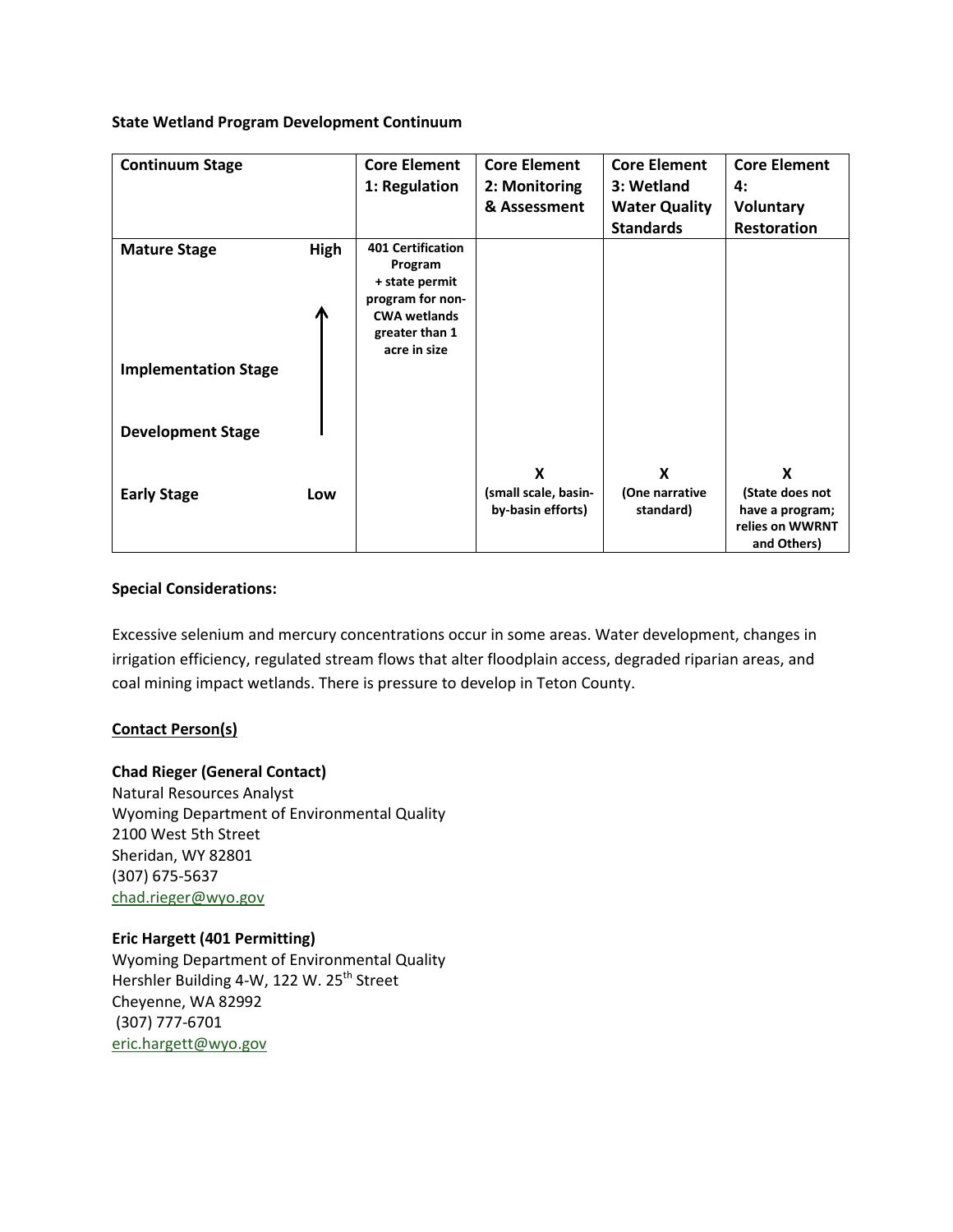**State Wetland Program Development Continuum**

| Continuum Stage | | Core Element 1: Regulation | Core Element 2: Monitoring & Assessment | Core Element 3: Wetland Water Quality Standards | Core Element 4: Voluntary Restoration |
|---|---|---|---|---|---|
| **Mature Stage** | **High** | **401 Certification Program + state permit program for non-CWA wetlands greater than 1 acre in size** | | | |
| **Implementation Stage** | ↑ | | | | |
| **Development Stage** | | | | | |
| **Early Stage** | **Low** | | **X (small scale, basin-by-basin efforts)** | **X (One narrative standard)** | **X (State does not have a program; relies on WWRNT and Others)** |

**Special Considerations:**

Excessive selenium and mercury concentrations occur in some areas. Water development, changes in irrigation efficiency, regulated stream flows that alter floodplain access, degraded riparian areas, and coal mining impact wetlands. There is pressure to develop in Teton County.

**Contact Person(s)**

**Chad Rieger (General Contact)**
Natural Resources Analyst
Wyoming Department of Environmental Quality
2100 West 5th Street
Sheridan, WY 82801
(307) 675-5637
chad.rieger@wyo.gov

**Eric Hargett (401 Permitting)**
Wyoming Department of Environmental Quality
Hershler Building 4-W, 122 W. 25th Street
Cheyenne, WA 82992
(307) 777-6701
eric.hargett@wyo.gov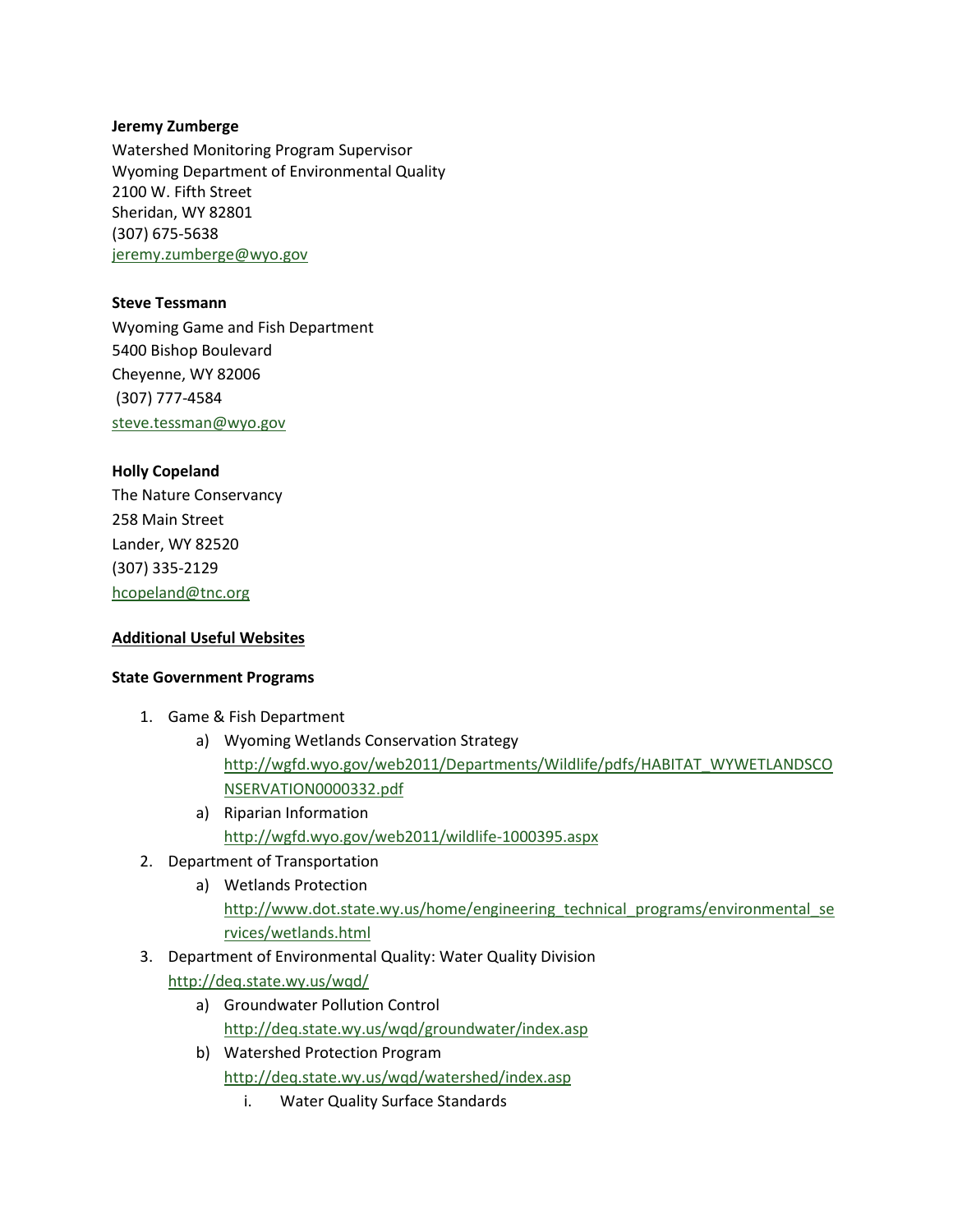**Jeremy Zumberge**
Watershed Monitoring Program Supervisor
Wyoming Department of Environmental Quality
2100 W. Fifth Street
Sheridan, WY 82801
(307) 675-5638
jeremy.zumberge@wyo.gov

**Steve Tessmann**
Wyoming Game and Fish Department
5400 Bishop Boulevard
Cheyenne, WY 82006
(307) 777-4584
steve.tessman@wyo.gov

**Holly Copeland**
The Nature Conservancy
258 Main Street
Lander, WY 82520
(307) 335-2129
hcopeland@tnc.org

**Additional Useful Websites**

**State Government Programs**

1. Game & Fish Department
   a) Wyoming Wetlands Conservation Strategy
      http://wgfd.wyo.gov/web2011/Departments/Wildlife/pdfs/HABITAT_WYWETLANDSCONSERVATION0000332.pdf
   a) Riparian Information
      http://wgfd.wyo.gov/web2011/wildlife-1000395.aspx
2. Department of Transportation
   a) Wetlands Protection
      http://www.dot.state.wy.us/home/engineering_technical_programs/environmental_services/wetlands.html
3. Department of Environmental Quality: Water Quality Division
   http://deq.state.wy.us/wqd/
   a) Groundwater Pollution Control
      http://deq.state.wy.us/wqd/groundwater/index.asp
   b) Watershed Protection Program
      http://deq.state.wy.us/wqd/watershed/index.asp
      i. Water Quality Surface Standards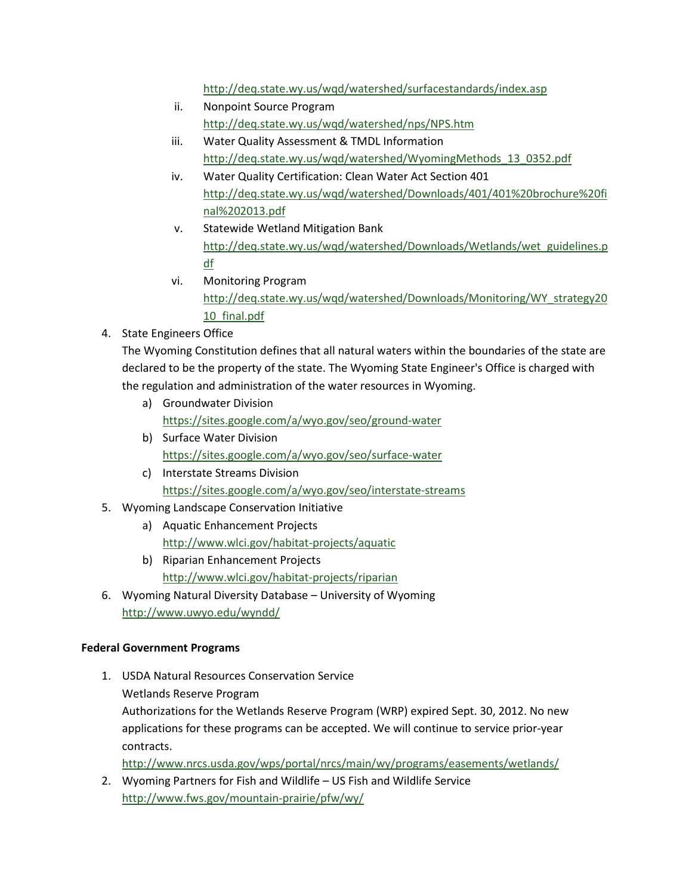http://deq.state.wy.us/wqd/watershed/surfacestandards/index.asp

   ii. Nonpoint Source Program
   http://deq.state.wy.us/wqd/watershed/nps/NPS.htm
   iii. Water Quality Assessment & TMDL Information
   http://deq.state.wy.us/wqd/watershed/WyomingMethods_13_0352.pdf
   iv. Water Quality Certification: Clean Water Act Section 401
   http://deq.state.wy.us/wqd/watershed/Downloads/401/401%20brochure%20final%202013.pdf
   v. Statewide Wetland Mitigation Bank
   http://deq.state.wy.us/wqd/watershed/Downloads/Wetlands/wet_guidelines.pdf
   vi. Monitoring Program
   http://deq.state.wy.us/wqd/watershed/Downloads/Monitoring/WY_strategy2010_final.pdf

4. State Engineers Office
   The Wyoming Constitution defines that all natural waters within the boundaries of the state are declared to be the property of the state. The Wyoming State Engineer's Office is charged with the regulation and administration of the water resources in Wyoming.
   a) Groundwater Division
   https://sites.google.com/a/wyo.gov/seo/ground-water
   b) Surface Water Division
   https://sites.google.com/a/wyo.gov/seo/surface-water
   c) Interstate Streams Division
   https://sites.google.com/a/wyo.gov/seo/interstate-streams
5. Wyoming Landscape Conservation Initiative
   a) Aquatic Enhancement Projects
   http://www.wlci.gov/habitat-projects/aquatic
   b) Riparian Enhancement Projects
   http://www.wlci.gov/habitat-projects/riparian
6. Wyoming Natural Diversity Database – University of Wyoming
   http://www.uwyo.edu/wyndd/

**Federal Government Programs**

1. USDA Natural Resources Conservation Service
   Wetlands Reserve Program
   Authorizations for the Wetlands Reserve Program (WRP) expired Sept. 30, 2012. No new applications for these programs can be accepted. We will continue to service prior-year contracts.
   http://www.nrcs.usda.gov/wps/portal/nrcs/main/wy/programs/easements/wetlands/
2. Wyoming Partners for Fish and Wildlife – US Fish and Wildlife Service
   http://www.fws.gov/mountain-prairie/pfw/wy/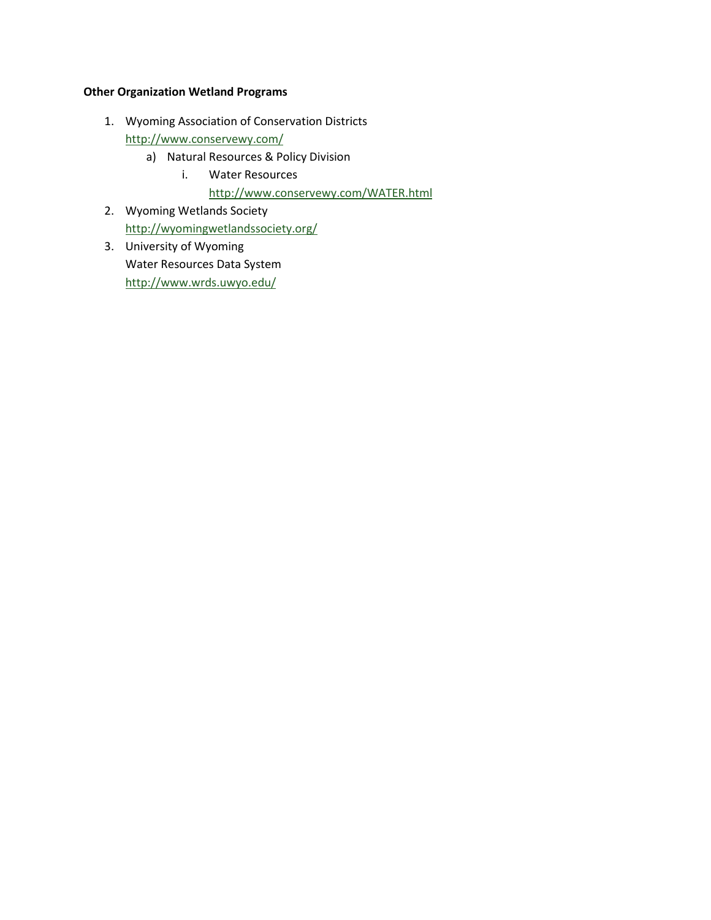**Other Organization Wetland Programs**

1. Wyoming Association of Conservation Districts
   http://www.conservewy.com/
   a) Natural Resources & Policy Division
      i. Water Resources
         http://www.conservewy.com/WATER.html
2. Wyoming Wetlands Society
   http://wyomingwetlandssociety.org/
3. University of Wyoming
   Water Resources Data System
   http://www.wrds.uwyo.edu/